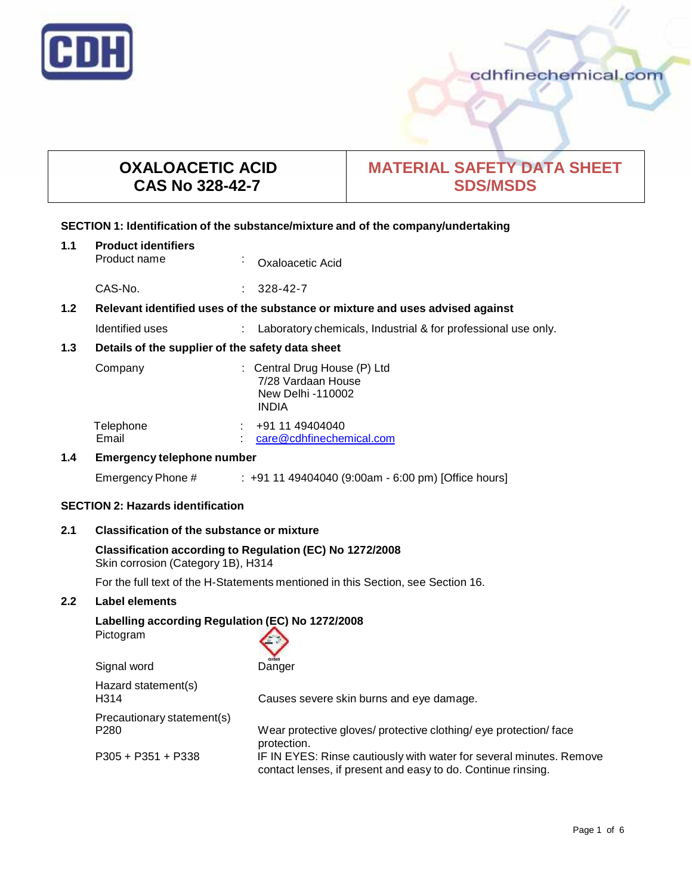# OXALOACETIC ACID
# CAS No 328-42-7

# MATERIAL SAFETY DATA SHEET
# SDS/MSDS

## SECTION 1: Identification of the substance/mixture and of the company/undertaking

### 1.1 Product identifiers

Product name : Oxaloacetic Acid

CAS-No. : 328-42-7

### 1.2 Relevant identified uses of the substance or mixture and uses advised against

Identified uses : Laboratory chemicals, Industrial & for professional use only.

### 1.3 Details of the supplier of the safety data sheet

Company : Central Drug House (P) Ltd
7/28 Vardaan House
New Delhi -110002
INDIA

Telephone : +91 11 49404040
Email : care@cdhfinechemical.com

### 1.4 Emergency telephone number

Emergency Phone # : +91 11 49404040 (9:00am - 6:00 pm) [Office hours]

## SECTION 2: Hazards identification

### 2.1 Classification of the substance or mixture

**Classification according to Regulation (EC) No 1272/2008**
Skin corrosion (Category 1B), H314

For the full text of the H-Statements mentioned in this Section, see Section 16.

### 2.2 Label elements

**Labelling according Regulation (EC) No 1272/2008**

Pictogram

Signal word Danger

Hazard statement(s)
H314 Causes severe skin burns and eye damage.

Precautionary statement(s)
P280 Wear protective gloves/ protective clothing/ eye protection/ face protection.
P305 + P351 + P338 IF IN EYES: Rinse cautiously with water for several minutes. Remove contact lenses, if present and easy to do. Continue rinsing.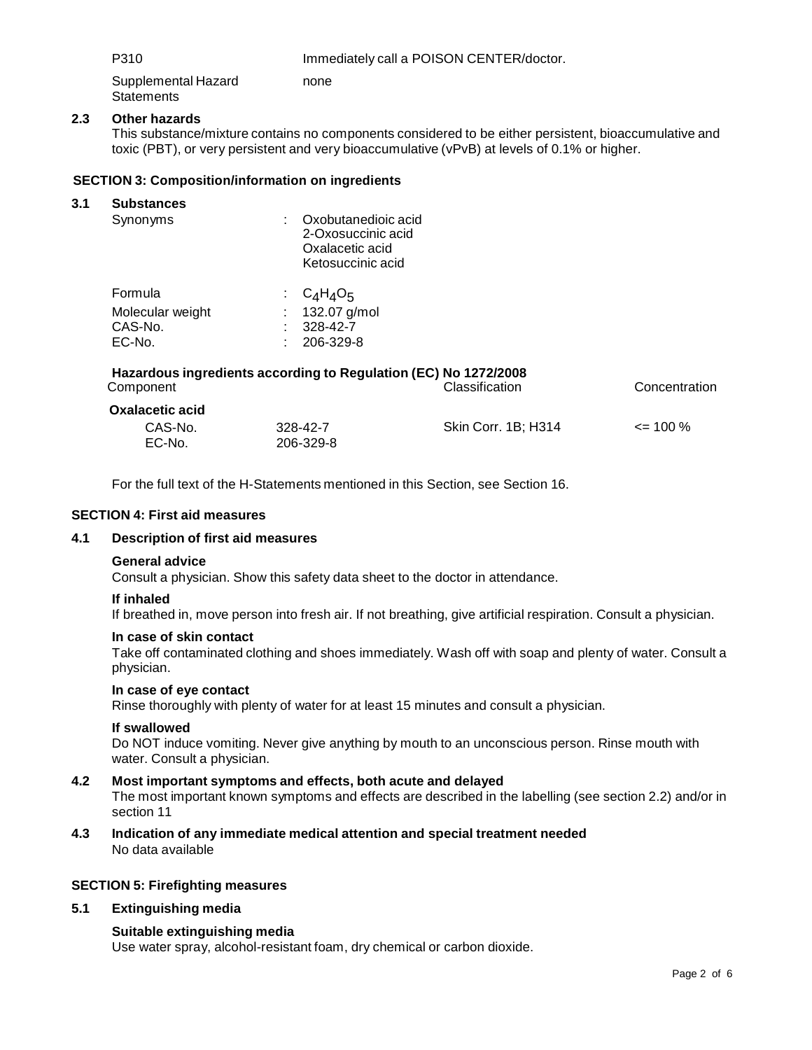| | |
|---|---|
| P310 | Immediately call a POISON CENTER/doctor. |
| Supplemental Hazard Statements | none |

### 2.3 Other hazards

This substance/mixture contains no components considered to be either persistent, bioaccumulative and toxic (PBT), or very persistent and very bioaccumulative (vPvB) at levels of 0.1% or higher.

## SECTION 3: Composition/information on ingredients

### 3.1 Substances

| | | |
|---|---|---|
| Synonyms | : | Oxobutanedioic acid<br>2-Oxosuccinic acid<br>Oxalacetic acid<br>Ketosuccinic acid |
| Formula | : | $C_4H_4O_5$ |
| Molecular weight | : | 132.07 g/mol |
| CAS-No. | : | 328-42-7 |
| EC-No. | : | 206-329-8 |

**Hazardous ingredients according to Regulation (EC) No 1272/2008**

| Component | | Classification | Concentration |
|---|---|---|---|
| **Oxalacetic acid** | | | |
| CAS-No.<br>EC-No. | 328-42-7<br>206-329-8 | Skin Corr. 1B; H314 | <= 100 % |

For the full text of the H-Statements mentioned in this Section, see Section 16.

## SECTION 4: First aid measures

### 4.1 Description of first aid measures

**General advice**

Consult a physician. Show this safety data sheet to the doctor in attendance.

**If inhaled**

If breathed in, move person into fresh air. If not breathing, give artificial respiration. Consult a physician.

**In case of skin contact**

Take off contaminated clothing and shoes immediately. Wash off with soap and plenty of water. Consult a physician.

**In case of eye contact**

Rinse thoroughly with plenty of water for at least 15 minutes and consult a physician.

**If swallowed**

Do NOT induce vomiting. Never give anything by mouth to an unconscious person. Rinse mouth with water. Consult a physician.

### 4.2 Most important symptoms and effects, both acute and delayed

The most important known symptoms and effects are described in the labelling (see section 2.2) and/or in section 11

### 4.3 Indication of any immediate medical attention and special treatment needed

No data available

## SECTION 5: Firefighting measures

### 5.1 Extinguishing media

**Suitable extinguishing media**

Use water spray, alcohol-resistant foam, dry chemical or carbon dioxide.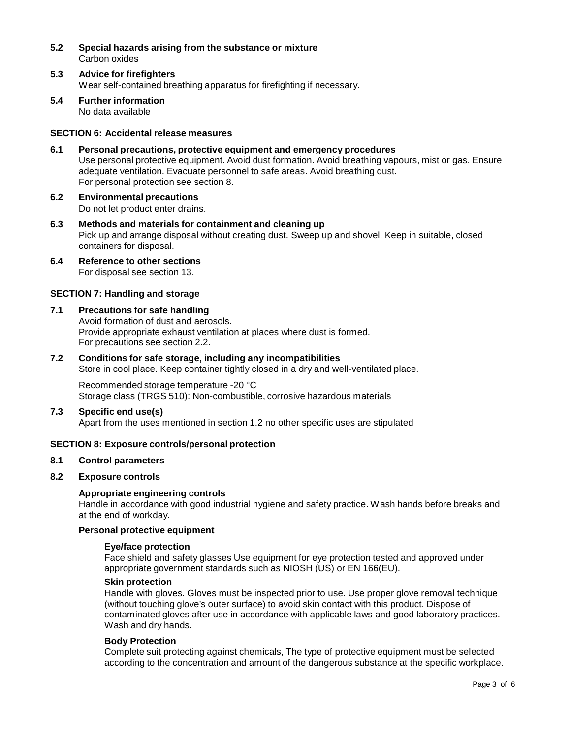**5.2 Special hazards arising from the substance or mixture**
Carbon oxides

**5.3 Advice for firefighters**
Wear self-contained breathing apparatus for firefighting if necessary.

**5.4 Further information**
No data available

## SECTION 6: Accidental release measures

**6.1 Personal precautions, protective equipment and emergency procedures**
Use personal protective equipment. Avoid dust formation. Avoid breathing vapours, mist or gas. Ensure adequate ventilation. Evacuate personnel to safe areas. Avoid breathing dust.
For personal protection see section 8.

**6.2 Environmental precautions**
Do not let product enter drains.

**6.3 Methods and materials for containment and cleaning up**
Pick up and arrange disposal without creating dust. Sweep up and shovel. Keep in suitable, closed containers for disposal.

**6.4 Reference to other sections**
For disposal see section 13.

## SECTION 7: Handling and storage

**7.1 Precautions for safe handling**
Avoid formation of dust and aerosols.
Provide appropriate exhaust ventilation at places where dust is formed.
For precautions see section 2.2.

**7.2 Conditions for safe storage, including any incompatibilities**
Store in cool place. Keep container tightly closed in a dry and well-ventilated place.

Recommended storage temperature -20 °C
Storage class (TRGS 510): Non-combustible, corrosive hazardous materials

**7.3 Specific end use(s)**
Apart from the uses mentioned in section 1.2 no other specific uses are stipulated

## SECTION 8: Exposure controls/personal protection

**8.1 Control parameters**

**8.2 Exposure controls**

**Appropriate engineering controls**
Handle in accordance with good industrial hygiene and safety practice. Wash hands before breaks and at the end of workday.

**Personal protective equipment**

**Eye/face protection**
Face shield and safety glasses Use equipment for eye protection tested and approved under appropriate government standards such as NIOSH (US) or EN 166(EU).

**Skin protection**
Handle with gloves. Gloves must be inspected prior to use. Use proper glove removal technique (without touching glove's outer surface) to avoid skin contact with this product. Dispose of contaminated gloves after use in accordance with applicable laws and good laboratory practices. Wash and dry hands.

**Body Protection**
Complete suit protecting against chemicals, The type of protective equipment must be selected according to the concentration and amount of the dangerous substance at the specific workplace.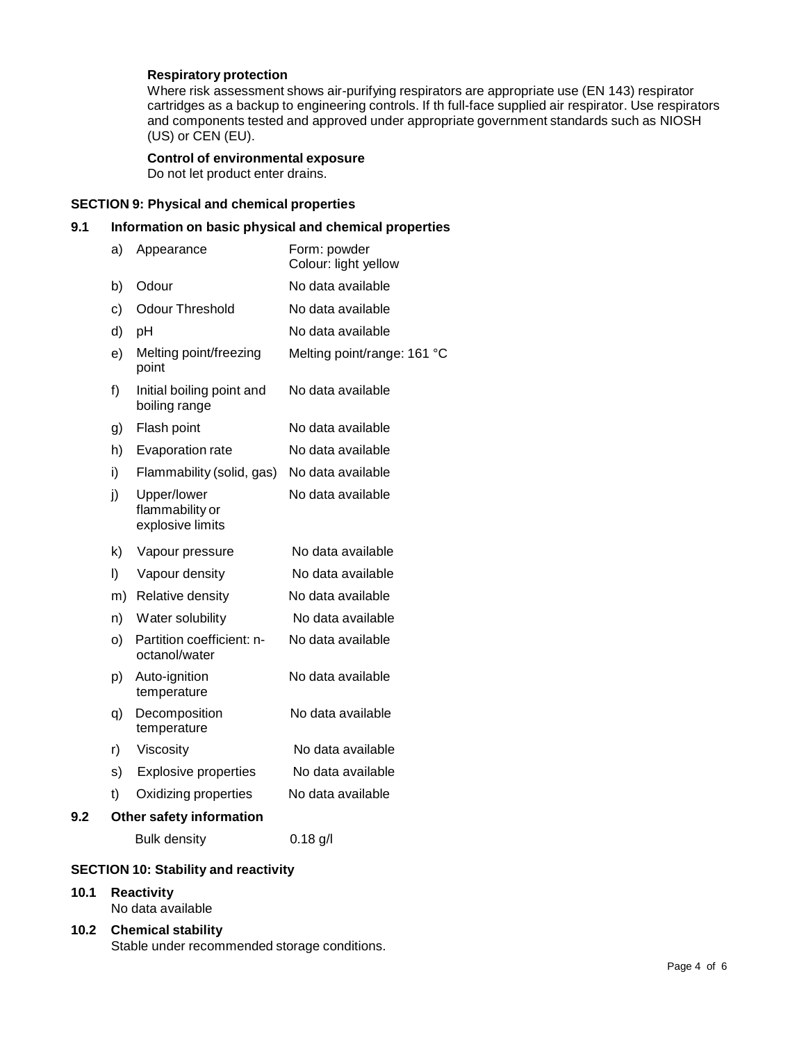**Respiratory protection**

Where risk assessment shows air-purifying respirators are appropriate use (EN 143) respirator cartridges as a backup to engineering controls. If th full-face supplied air respirator. Use respirators and components tested and approved under appropriate government standards such as NIOSH (US) or CEN (EU).

**Control of environmental exposure**

Do not let product enter drains.

### SECTION 9: Physical and chemical properties

#### 9.1 Information on basic physical and chemical properties

| | | |
|---|---|---|
| a) | Appearance | Form: powder<br>Colour: light yellow |
| b) | Odour | No data available |
| c) | Odour Threshold | No data available |
| d) | pH | No data available |
| e) | Melting point/freezing point | Melting point/range: 161 °C |
| f) | Initial boiling point and boiling range | No data available |
| g) | Flash point | No data available |
| h) | Evaporation rate | No data available |
| i) | Flammability (solid, gas) | No data available |
| j) | Upper/lower flammability or explosive limits | No data available |
| k) | Vapour pressure | No data available |
| l) | Vapour density | No data available |
| m) | Relative density | No data available |
| n) | Water solubility | No data available |
| o) | Partition coefficient: n-octanol/water | No data available |
| p) | Auto-ignition temperature | No data available |
| q) | Decomposition temperature | No data available |
| r) | Viscosity | No data available |
| s) | Explosive properties | No data available |
| t) | Oxidizing properties | No data available |

#### 9.2 Other safety information

Bulk density 0.18 g/l

### SECTION 10: Stability and reactivity

#### 10.1 Reactivity

No data available

#### 10.2 Chemical stability

Stable under recommended storage conditions.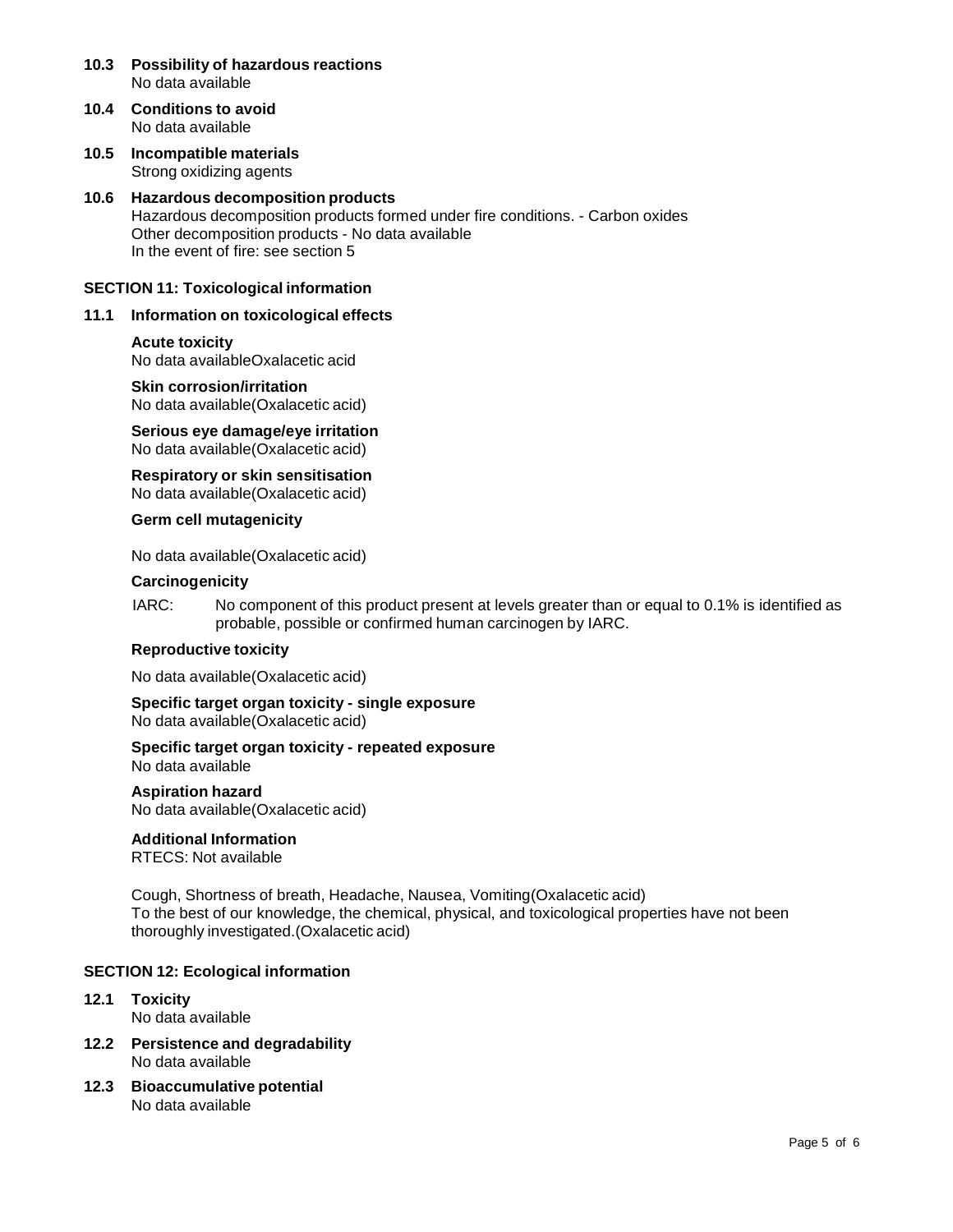**10.3 Possibility of hazardous reactions**
No data available

**10.4 Conditions to avoid**
No data available

**10.5 Incompatible materials**
Strong oxidizing agents

**10.6 Hazardous decomposition products**
Hazardous decomposition products formed under fire conditions. - Carbon oxides
Other decomposition products - No data available
In the event of fire: see section 5

## SECTION 11: Toxicological information

### 11.1 Information on toxicological effects

**Acute toxicity**
No data availableOxalacetic acid

**Skin corrosion/irritation**
No data available(Oxalacetic acid)

**Serious eye damage/eye irritation**
No data available(Oxalacetic acid)

**Respiratory or skin sensitisation**
No data available(Oxalacetic acid)

**Germ cell mutagenicity**

No data available(Oxalacetic acid)

**Carcinogenicity**

IARC: No component of this product present at levels greater than or equal to 0.1% is identified as probable, possible or confirmed human carcinogen by IARC.

**Reproductive toxicity**

No data available(Oxalacetic acid)

**Specific target organ toxicity - single exposure**
No data available(Oxalacetic acid)

**Specific target organ toxicity - repeated exposure**
No data available

**Aspiration hazard**
No data available(Oxalacetic acid)

**Additional Information**
RTECS: Not available

Cough, Shortness of breath, Headache, Nausea, Vomiting(Oxalacetic acid)
To the best of our knowledge, the chemical, physical, and toxicological properties have not been thoroughly investigated.(Oxalacetic acid)

## SECTION 12: Ecological information

**12.1 Toxicity**
No data available

**12.2 Persistence and degradability**
No data available

**12.3 Bioaccumulative potential**
No data available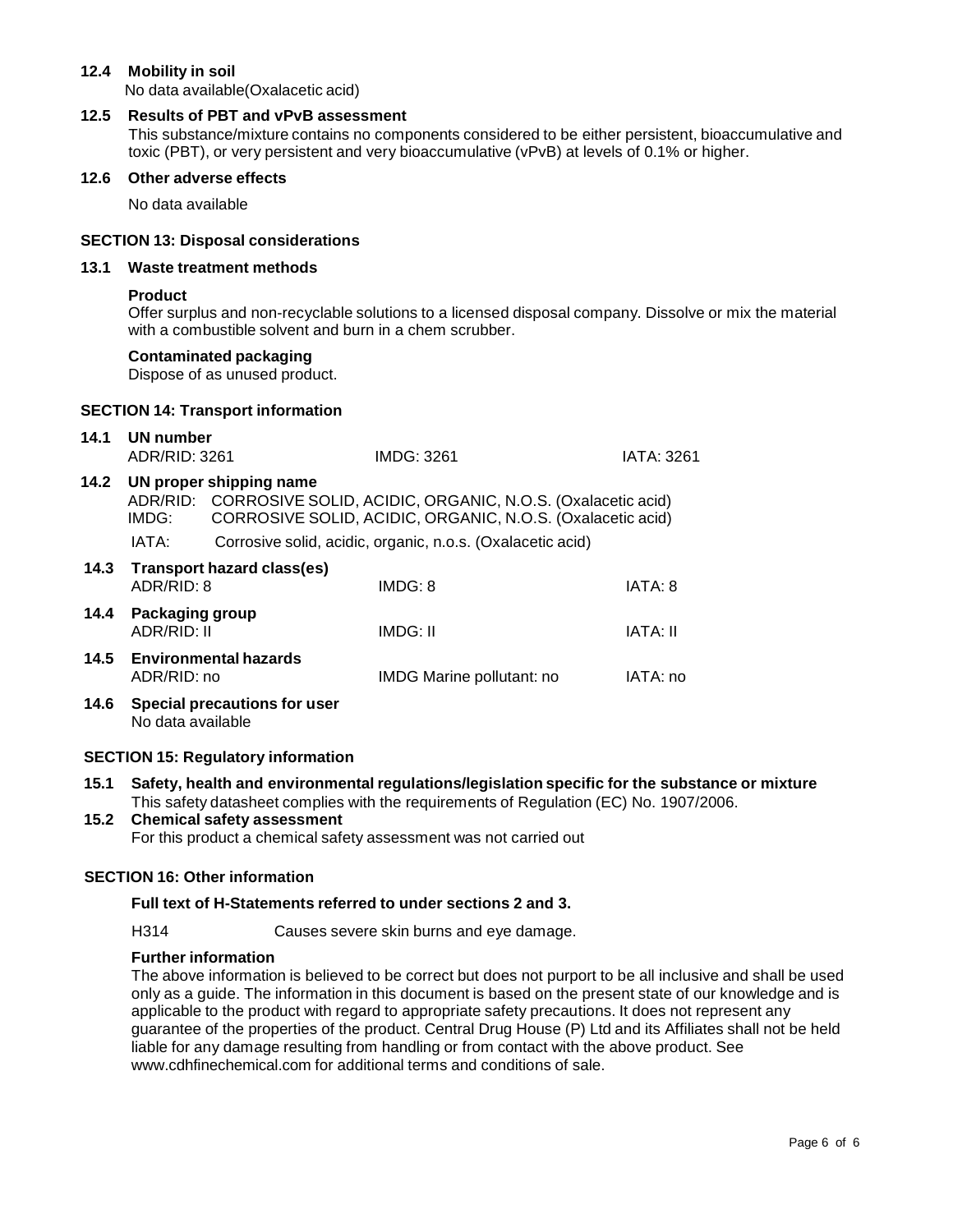### 12.4 Mobility in soil

No data available(Oxalacetic acid)

### 12.5 Results of PBT and vPvB assessment

This substance/mixture contains no components considered to be either persistent, bioaccumulative and toxic (PBT), or very persistent and very bioaccumulative (vPvB) at levels of 0.1% or higher.

### 12.6 Other adverse effects

No data available

## SECTION 13: Disposal considerations

### 13.1 Waste treatment methods

**Product**

Offer surplus and non-recyclable solutions to a licensed disposal company. Dissolve or mix the material with a combustible solvent and burn in a chem scrubber.

**Contaminated packaging**

Dispose of as unused product.

## SECTION 14: Transport information

### 14.1 UN number

| | | |
|---|---|---|
| ADR/RID: 3261 | IMDG: 3261 | IATA: 3261 |

### 14.2 UN proper shipping name

ADR/RID: CORROSIVE SOLID, ACIDIC, ORGANIC, N.O.S. (Oxalacetic acid)
IMDG: CORROSIVE SOLID, ACIDIC, ORGANIC, N.O.S. (Oxalacetic acid)
IATA: Corrosive solid, acidic, organic, n.o.s. (Oxalacetic acid)

### 14.3 Transport hazard class(es)

| | | |
|---|---|---|
| ADR/RID: 8 | IMDG: 8 | IATA: 8 |

### 14.4 Packaging group

| | | |
|---|---|---|
| ADR/RID: II | IMDG: II | IATA: II |

### 14.5 Environmental hazards

| | | |
|---|---|---|
| ADR/RID: no | IMDG Marine pollutant: no | IATA: no |

### 14.6 Special precautions for user

No data available

## SECTION 15: Regulatory information

### 15.1 Safety, health and environmental regulations/legislation specific for the substance or mixture

This safety datasheet complies with the requirements of Regulation (EC) No. 1907/2006.

### 15.2 Chemical safety assessment

For this product a chemical safety assessment was not carried out

## SECTION 16: Other information

**Full text of H-Statements referred to under sections 2 and 3.**

H314 Causes severe skin burns and eye damage.

**Further information**

The above information is believed to be correct but does not purport to be all inclusive and shall be used only as a guide. The information in this document is based on the present state of our knowledge and is applicable to the product with regard to appropriate safety precautions. It does not represent any guarantee of the properties of the product. Central Drug House (P) Ltd and its Affiliates shall not be held liable for any damage resulting from handling or from contact with the above product. See www.cdhfinechemical.com for additional terms and conditions of sale.